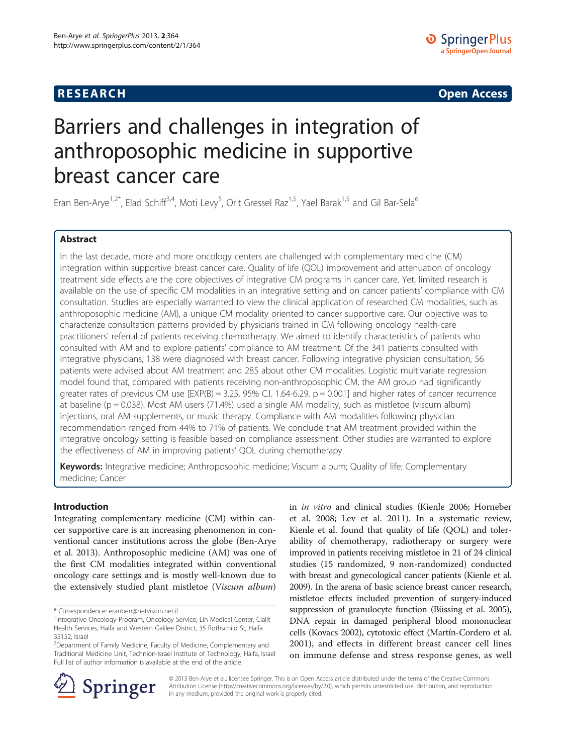**RESEARCH** **Open Access**

# Barriers and challenges in integration of anthroposophic medicine in supportive breast cancer care

Eran Ben-Arye[1,2*], Elad Schiff[3,4], Moti Levy[5], Orit Gressel Raz[1,5], Yael Barak[1,5] and Gil Bar-Sela[6]

## Abstract

In the last decade, more and more oncology centers are challenged with complementary medicine (CM) integration within supportive breast cancer care. Quality of life (QOL) improvement and attenuation of oncology treatment side effects are the core objectives of integrative CM programs in cancer care. Yet, limited research is available on the use of specific CM modalities in an integrative setting and on cancer patients' compliance with CM consultation. Studies are especially warranted to view the clinical application of researched CM modalities, such as anthroposophic medicine (AM), a unique CM modality oriented to cancer supportive care. Our objective was to characterize consultation patterns provided by physicians trained in CM following oncology health-care practitioners' referral of patients receiving chemotherapy. We aimed to identify characteristics of patients who consulted with AM and to explore patients' compliance to AM treatment. Of the 341 patients consulted with integrative physicians, 138 were diagnosed with breast cancer. Following integrative physician consultation, 56 patients were advised about AM treatment and 285 about other CM modalities. Logistic multivariate regression model found that, compared with patients receiving non-anthroposophic CM, the AM group had significantly greater rates of previous CM use [EXP(B) = 3.25, 95% C.I. 1.64-6.29, $p = 0.001$] and higher rates of cancer recurrence at baseline ($p = 0.038$). Most AM users (71.4%) used a single AM modality, such as mistletoe (viscum album) injections, oral AM supplements, or music therapy. Compliance with AM modalities following physician recommendation ranged from 44% to 71% of patients. We conclude that AM treatment provided within the integrative oncology setting is feasible based on compliance assessment. Other studies are warranted to explore the effectiveness of AM in improving patients' QOL during chemotherapy.

**Keywords:** Integrative medicine; Anthroposophic medicine; Viscum album; Quality of life; Complementary medicine; Cancer

## Introduction

Integrating complementary medicine (CM) within cancer supportive care is an increasing phenomenon in conventional cancer institutions across the globe (Ben-Arye et al. 2013). Anthroposophic medicine (AM) was one of the first CM modalities integrated within conventional oncology care settings and is mostly well-known due to the extensively studied plant mistletoe (*Viscum album*) in *in vitro* and clinical studies (Kienle 2006; Horneber et al. 2008; Lev et al. 2011). In a systematic review, Kienle et al. found that quality of life (QOL) and tolerability of chemotherapy, radiotherapy or surgery were improved in patients receiving mistletoe in 21 of 24 clinical studies (15 randomized, 9 non-randomized) conducted with breast and gynecological cancer patients (Kienle et al. 2009). In the arena of basic science breast cancer research, mistletoe effects included prevention of surgery-induced suppression of granulocyte function (Büssing et al. 2005), DNA repair in damaged peripheral blood mononuclear cells (Kovacs 2002), cytotoxic effect (Martín-Cordero et al. 2001), and effects in different breast cancer cell lines on immune defense and stress response genes, as well

\* Correspondence: eranben@netvision.net.il

[1]Integrative Oncology Program, Oncology Service, Lin Medical Center, Clalit Health Services, Haifa and Western Galilee District, 35 Rothschild St, Haifa 35152, Israel

[2]Department of Family Medicine, Faculty of Medicine, Complementary and Traditional Medicine Unit, Technion-Israel Institute of Technology, Haifa, Israel

Full list of author information is available at the end of the article

© 2013 Ben-Arye et al.; licensee Springer. This is an Open Access article distributed under the terms of the Creative Commons Attribution License (http://creativecommons.org/licenses/by/2.0), which permits unrestricted use, distribution, and reproduction in any medium, provided the original work is properly cited.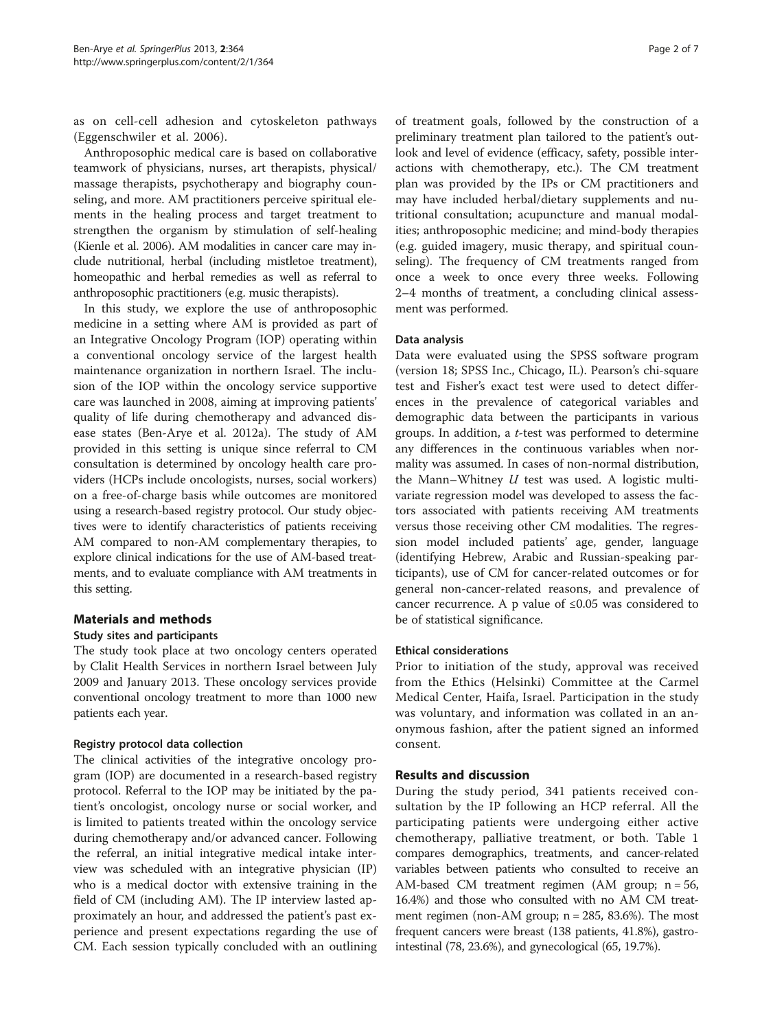as on cell-cell adhesion and cytoskeleton pathways (Eggenschwiler et al. 2006).

Anthroposophic medical care is based on collaborative teamwork of physicians, nurses, art therapists, physical/massage therapists, psychotherapy and biography counseling, and more. AM practitioners perceive spiritual elements in the healing process and target treatment to strengthen the organism by stimulation of self-healing (Kienle et al. 2006). AM modalities in cancer care may include nutritional, herbal (including mistletoe treatment), homeopathic and herbal remedies as well as referral to anthroposophic practitioners (e.g. music therapists).

In this study, we explore the use of anthroposophic medicine in a setting where AM is provided as part of an Integrative Oncology Program (IOP) operating within a conventional oncology service of the largest health maintenance organization in northern Israel. The inclusion of the IOP within the oncology service supportive care was launched in 2008, aiming at improving patients' quality of life during chemotherapy and advanced disease states (Ben-Arye et al. 2012a). The study of AM provided in this setting is unique since referral to CM consultation is determined by oncology health care providers (HCPs include oncologists, nurses, social workers) on a free-of-charge basis while outcomes are monitored using a research-based registry protocol. Our study objectives were to identify characteristics of patients receiving AM compared to non-AM complementary therapies, to explore clinical indications for the use of AM-based treatments, and to evaluate compliance with AM treatments in this setting.

## Materials and methods

### Study sites and participants

The study took place at two oncology centers operated by Clalit Health Services in northern Israel between July 2009 and January 2013. These oncology services provide conventional oncology treatment to more than 1000 new patients each year.

### Registry protocol data collection

The clinical activities of the integrative oncology program (IOP) are documented in a research-based registry protocol. Referral to the IOP may be initiated by the patient's oncologist, oncology nurse or social worker, and is limited to patients treated within the oncology service during chemotherapy and/or advanced cancer. Following the referral, an initial integrative medical intake interview was scheduled with an integrative physician (IP) who is a medical doctor with extensive training in the field of CM (including AM). The IP interview lasted approximately an hour, and addressed the patient's past experience and present expectations regarding the use of CM. Each session typically concluded with an outlining of treatment goals, followed by the construction of a preliminary treatment plan tailored to the patient's outlook and level of evidence (efficacy, safety, possible interactions with chemotherapy, etc.). The CM treatment plan was provided by the IPs or CM practitioners and may have included herbal/dietary supplements and nutritional consultation; acupuncture and manual modalities; anthroposophic medicine; and mind-body therapies (e.g. guided imagery, music therapy, and spiritual counseling). The frequency of CM treatments ranged from once a week to once every three weeks. Following 2–4 months of treatment, a concluding clinical assessment was performed.

### Data analysis

Data were evaluated using the SPSS software program (version 18; SPSS Inc., Chicago, IL). Pearson's chi-square test and Fisher's exact test were used to detect differences in the prevalence of categorical variables and demographic data between the participants in various groups. In addition, a *t*-test was performed to determine any differences in the continuous variables when normality was assumed. In cases of non-normal distribution, the Mann–Whitney *U* test was used. A logistic multivariate regression model was developed to assess the factors associated with patients receiving AM treatments versus those receiving other CM modalities. The regression model included patients' age, gender, language (identifying Hebrew, Arabic and Russian-speaking participants), use of CM for cancer-related outcomes or for general non-cancer-related reasons, and prevalence of cancer recurrence. A p value of $\leq 0.05$ was considered to be of statistical significance.

### Ethical considerations

Prior to initiation of the study, approval was received from the Ethics (Helsinki) Committee at the Carmel Medical Center, Haifa, Israel. Participation in the study was voluntary, and information was collated in an anonymous fashion, after the patient signed an informed consent.

## Results and discussion

During the study period, 341 patients received consultation by the IP following an HCP referral. All the participating patients were undergoing either active chemotherapy, palliative treatment, or both. Table 1 compares demographics, treatments, and cancer-related variables between patients who consulted to receive an AM-based CM treatment regimen (AM group; n = 56, 16.4%) and those who consulted with no AM CM treatment regimen (non-AM group; n = 285, 83.6%). The most frequent cancers were breast (138 patients, 41.8%), gastrointestinal (78, 23.6%), and gynecological (65, 19.7%).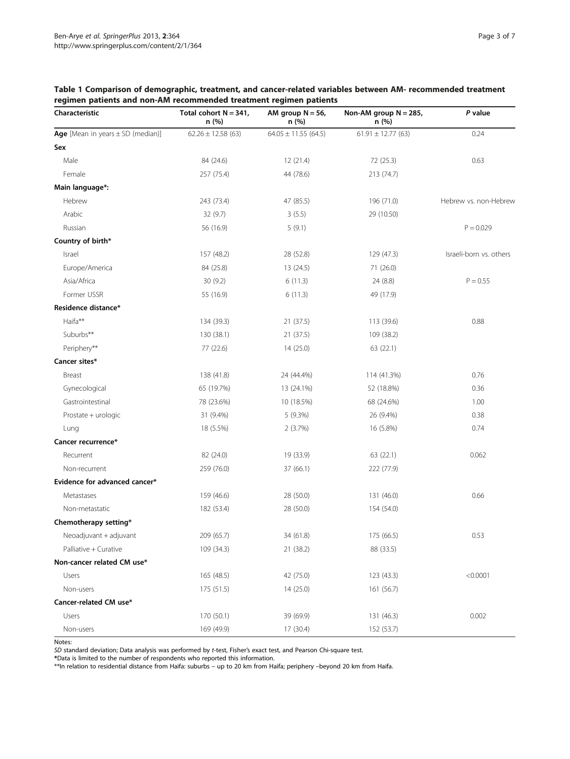**Table 1 Comparison of demographic, treatment, and cancer-related variables between AM- recommended treatment regimen patients and non-AM recommended treatment regimen patients**

| Characteristic | Total cohort N = 341, n (%) | AM group N = 56, n (%) | Non-AM group N = 285, n (%) | *P* value |
|---|---|---|---|---|
| **Age** [Mean in years ± SD (median)] | 62.26 ± 12.58 (63) | 64.05 ± 11.55 (64.5) | 61.91 ± 12.77 (63) | 0.24 |
| **Sex** | | | | |
| Male | 84 (24.6) | 12 (21.4) | 72 (25.3) | 0.63 |
| Female | 257 (75.4) | 44 (78.6) | 213 (74.7) | |
| **Main language*:** | | | | |
| Hebrew | 243 (73.4) | 47 (85.5) | 196 (71.0) | Hebrew vs. non-Hebrew |
| Arabic | 32 (9.7) | 3 (5.5) | 29 (10.50) | |
| Russian | 56 (16.9) | 5 (9.1) | | P = 0.029 |
| **Country of birth*** | | | | |
| Israel | 157 (48.2) | 28 (52.8) | 129 (47.3) | Israeli-born vs. others |
| Europe/America | 84 (25.8) | 13 (24.5) | 71 (26.0) | |
| Asia/Africa | 30 (9.2) | 6 (11.3) | 24 (8.8) | P = 0.55 |
| Former USSR | 55 (16.9) | 6 (11.3) | 49 (17.9) | |
| **Residence distance*** | | | | |
| Haifa** | 134 (39.3) | 21 (37.5) | 113 (39.6) | 0.88 |
| Suburbs** | 130 (38.1) | 21 (37.5) | 109 (38.2) | |
| Periphery** | 77 (22.6) | 14 (25.0) | 63 (22.1) | |
| **Cancer sites*** | | | | |
| Breast | 138 (41.8) | 24 (44.4%) | 114 (41.3%) | 0.76 |
| Gynecological | 65 (19.7%) | 13 (24.1%) | 52 (18.8%) | 0.36 |
| Gastrointestinal | 78 (23.6%) | 10 (18.5%) | 68 (24.6%) | 1.00 |
| Prostate + urologic | 31 (9.4%) | 5 (9.3%) | 26 (9.4%) | 0.38 |
| Lung | 18 (5.5%) | 2 (3.7%) | 16 (5.8%) | 0.74 |
| **Cancer recurrence*** | | | | |
| Recurrent | 82 (24.0) | 19 (33.9) | 63 (22.1) | 0.062 |
| Non-recurrent | 259 (76.0) | 37 (66.1) | 222 (77.9) | |
| **Evidence for advanced cancer*** | | | | |
| Metastases | 159 (46.6) | 28 (50.0) | 131 (46.0) | 0.66 |
| Non-metastatic | 182 (53.4) | 28 (50.0) | 154 (54.0) | |
| **Chemotherapy setting*** | | | | |
| Neoadjuvant + adjuvant | 209 (65.7) | 34 (61.8) | 175 (66.5) | 0.53 |
| Palliative + Curative | 109 (34.3) | 21 (38.2) | 88 (33.5) | |
| **Non-cancer related CM use*** | | | | |
| Users | 165 (48.5) | 42 (75.0) | 123 (43.3) | <0.0001 |
| Non-users | 175 (51.5) | 14 (25.0) | 161 (56.7) | |
| **Cancer-related CM use*** | | | | |
| Users | 170 (50.1) | 39 (69.9) | 131 (46.3) | 0.002 |
| Non-users | 169 (49.9) | 17 (30.4) | 152 (53.7) | |

Notes:
*SD* standard deviation; Data analysis was performed by *t*-test, Fisher's exact test, and Pearson Chi-square test.
*Data is limited to the number of respondents who reported this information.
**In relation to residential distance from Haifa: suburbs – up to 20 km from Haifa; periphery –beyond 20 km from Haifa.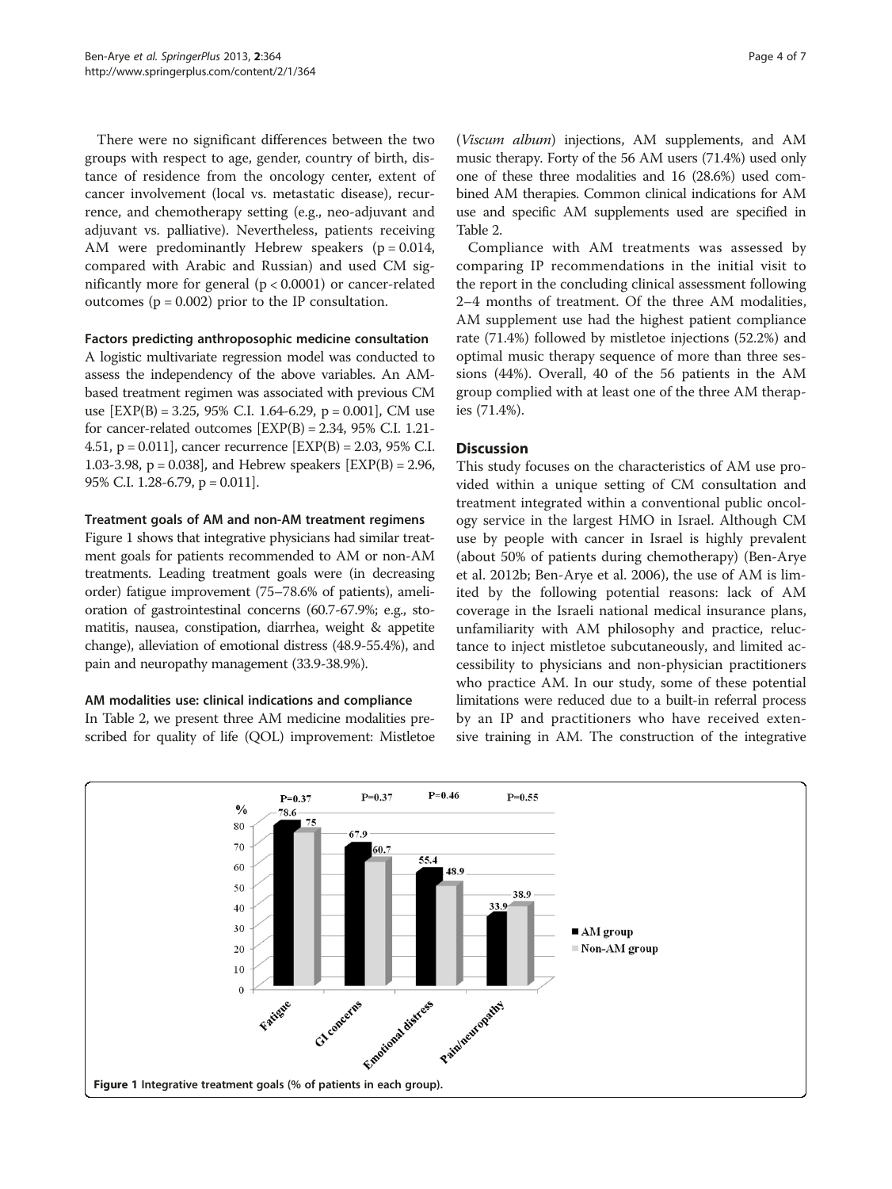There were no significant differences between the two groups with respect to age, gender, country of birth, distance of residence from the oncology center, extent of cancer involvement (local vs. metastatic disease), recurrence, and chemotherapy setting (e.g., neo-adjuvant and adjuvant vs. palliative). Nevertheless, patients receiving AM were predominantly Hebrew speakers ($p = 0.014$, compared with Arabic and Russian) and used CM significantly more for general ($p < 0.0001$) or cancer-related outcomes ($p = 0.002$) prior to the IP consultation.

#### Factors predicting anthroposophic medicine consultation

A logistic multivariate regression model was conducted to assess the independency of the above variables. An AM-based treatment regimen was associated with previous CM use [EXP(B) = 3.25, 95% C.I. 1.64-6.29, $p = 0.001$], CM use for cancer-related outcomes [EXP(B) = 2.34, 95% C.I. 1.21-4.51, $p = 0.011$], cancer recurrence [EXP(B) = 2.03, 95% C.I. 1.03-3.98, $p = 0.038$], and Hebrew speakers [EXP(B) = 2.96, 95% C.I. 1.28-6.79, $p = 0.011$].

#### Treatment goals of AM and non-AM treatment regimens

Figure 1 shows that integrative physicians had similar treatment goals for patients recommended to AM or non-AM treatments. Leading treatment goals were (in decreasing order) fatigue improvement (75–78.6% of patients), amelioration of gastrointestinal concerns (60.7-67.9%; e.g., stomatitis, nausea, constipation, diarrhea, weight & appetite change), alleviation of emotional distress (48.9-55.4%), and pain and neuropathy management (33.9-38.9%).

#### AM modalities use: clinical indications and compliance

In Table 2, we present three AM medicine modalities prescribed for quality of life (QOL) improvement: Mistletoe (*Viscum album*) injections, AM supplements, and AM music therapy. Forty of the 56 AM users (71.4%) used only one of these three modalities and 16 (28.6%) used combined AM therapies. Common clinical indications for AM use and specific AM supplements used are specified in Table 2.

Compliance with AM treatments was assessed by comparing IP recommendations in the initial visit to the report in the concluding clinical assessment following 2–4 months of treatment. Of the three AM modalities, AM supplement use had the highest patient compliance rate (71.4%) followed by mistletoe injections (52.2%) and optimal music therapy sequence of more than three sessions (44%). Overall, 40 of the 56 patients in the AM group complied with at least one of the three AM therapies (71.4%).

## Discussion

This study focuses on the characteristics of AM use provided within a unique setting of CM consultation and treatment integrated within a conventional public oncology service in the largest HMO in Israel. Although CM use by people with cancer in Israel is highly prevalent (about 50% of patients during chemotherapy) (Ben-Arye et al. 2012b; Ben-Arye et al. 2006), the use of AM is limited by the following potential reasons: lack of AM coverage in the Israeli national medical insurance plans, unfamiliarity with AM philosophy and practice, reluctance to inject mistletoe subcutaneously, and limited accessibility to physicians and non-physician practitioners who practice AM. In our study, some of these potential limitations were reduced due to a built-in referral process by an IP and practitioners who have received extensive training in AM. The construction of the integrative

| % | Fatigue | GI concerns | Emotional distress | Pain/neuropathy |
|---|---|---|---|---|
| AM group | 78.6 | 67.9 | 55.4 | 33.9 |
| Non-AM group | 75 | 60.7 | 48.9 | 38.9 |
| P | P=0.37 | P=0.37 | P=0.46 | P=0.55 |

**Figure 1** Integrative treatment goals (% of patients in each group).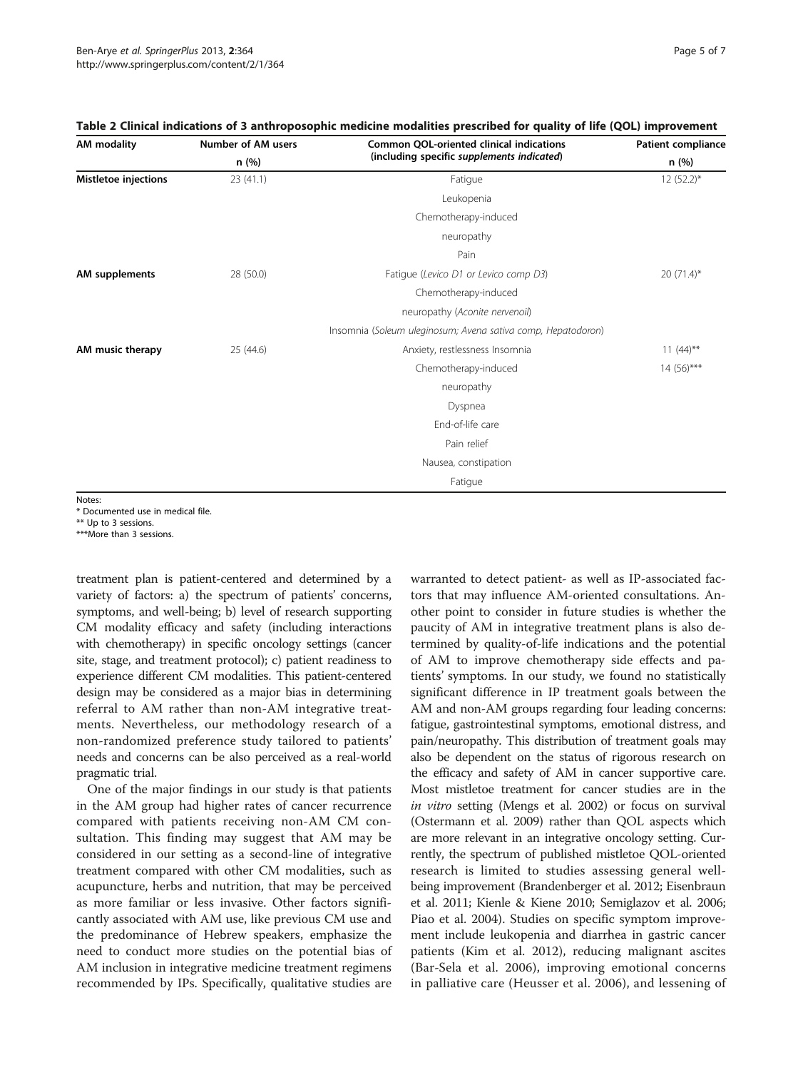**Table 2 Clinical indications of 3 anthroposophic medicine modalities prescribed for quality of life (QOL) improvement**

| AM modality | Number of AM users n (%) | Common QOL-oriented clinical indications (including specific *supplements indicated*) | Patient compliance n (%) |
|---|---|---|---|
| **Mistletoe injections** | 23 (41.1) | Fatigue | 12 (52.2)* |
| | | Leukopenia | |
| | | Chemotherapy-induced neuropathy | |
| | | Pain | |
| **AM supplements** | 28 (50.0) | Fatigue (*Levico D1 or Levico comp D3*) | 20 (71.4)* |
| | | Chemotherapy-induced neuropathy (*Aconite nervenoil*) | |
| | | Insomnia (*Soleum uleginosum; Avena sativa comp, Hepatodoron*) | |
| **AM music therapy** | 25 (44.6) | Anxiety, restlessness Insomnia | 11 (44)** |
| | | Chemotherapy-induced neuropathy | 14 (56)*** |
| | | Dyspnea | |
| | | End-of-life care | |
| | | Pain relief | |
| | | Nausea, constipation | |
| | | Fatigue | |

Notes:
* Documented use in medical file.
** Up to 3 sessions.
***More than 3 sessions.

treatment plan is patient-centered and determined by a variety of factors: a) the spectrum of patients' concerns, symptoms, and well-being; b) level of research supporting CM modality efficacy and safety (including interactions with chemotherapy) in specific oncology settings (cancer site, stage, and treatment protocol); c) patient readiness to experience different CM modalities. This patient-centered design may be considered as a major bias in determining referral to AM rather than non-AM integrative treatments. Nevertheless, our methodology research of a non-randomized preference study tailored to patients' needs and concerns can be also perceived as a real-world pragmatic trial.

One of the major findings in our study is that patients in the AM group had higher rates of cancer recurrence compared with patients receiving non-AM CM consultation. This finding may suggest that AM may be considered in our setting as a second-line of integrative treatment compared with other CM modalities, such as acupuncture, herbs and nutrition, that may be perceived as more familiar or less invasive. Other factors significantly associated with AM use, like previous CM use and the predominance of Hebrew speakers, emphasize the need to conduct more studies on the potential bias of AM inclusion in integrative medicine treatment regimens recommended by IPs. Specifically, qualitative studies are warranted to detect patient- as well as IP-associated factors that may influence AM-oriented consultations. Another point to consider in future studies is whether the paucity of AM in integrative treatment plans is also determined by quality-of-life indications and the potential of AM to improve chemotherapy side effects and patients' symptoms. In our study, we found no statistically significant difference in IP treatment goals between the AM and non-AM groups regarding four leading concerns: fatigue, gastrointestinal symptoms, emotional distress, and pain/neuropathy. This distribution of treatment goals may also be dependent on the status of rigorous research on the efficacy and safety of AM in cancer supportive care. Most mistletoe treatment for cancer studies are in the *in vitro* setting (Mengs et al. 2002) or focus on survival (Ostermann et al. 2009) rather than QOL aspects which are more relevant in an integrative oncology setting. Currently, the spectrum of published mistletoe QOL-oriented research is limited to studies assessing general well-being improvement (Brandenberger et al. 2012; Eisenbraun et al. 2011; Kienle & Kiene 2010; Semiglazov et al. 2006; Piao et al. 2004). Studies on specific symptom improvement include leukopenia and diarrhea in gastric cancer patients (Kim et al. 2012), reducing malignant ascites (Bar-Sela et al. 2006), improving emotional concerns in palliative care (Heusser et al. 2006), and lessening of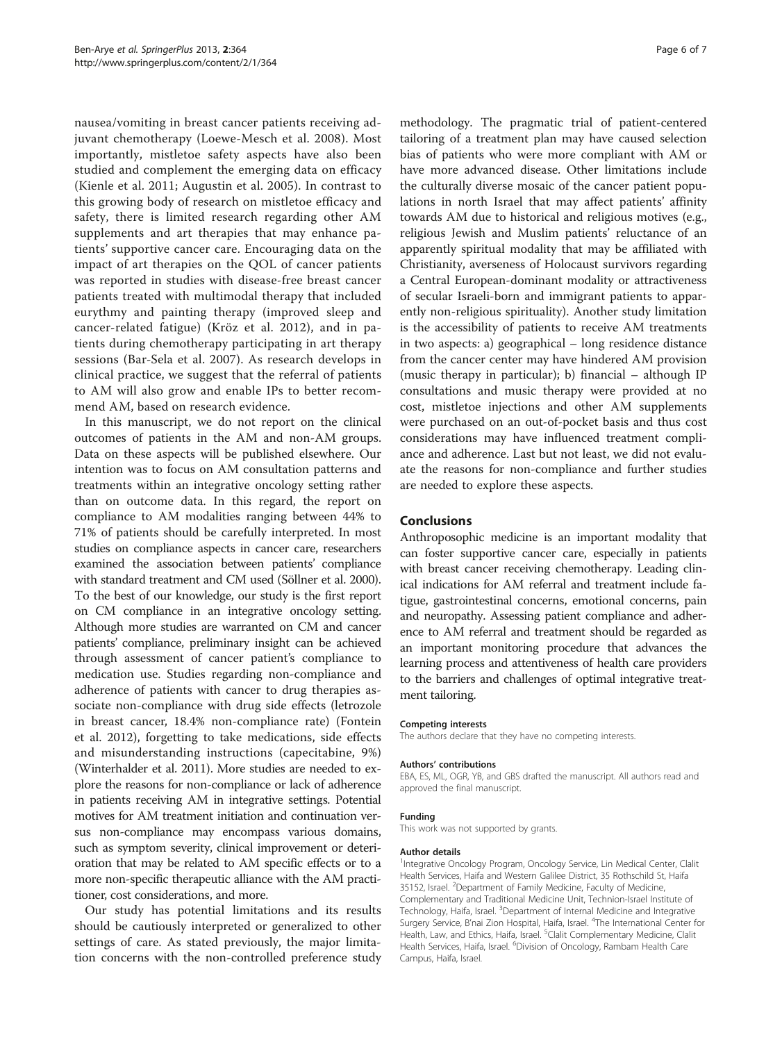nausea/vomiting in breast cancer patients receiving adjuvant chemotherapy (Loewe-Mesch et al. 2008). Most importantly, mistletoe safety aspects have also been studied and complement the emerging data on efficacy (Kienle et al. 2011; Augustin et al. 2005). In contrast to this growing body of research on mistletoe efficacy and safety, there is limited research regarding other AM supplements and art therapies that may enhance patients' supportive cancer care. Encouraging data on the impact of art therapies on the QOL of cancer patients was reported in studies with disease-free breast cancer patients treated with multimodal therapy that included eurythmy and painting therapy (improved sleep and cancer-related fatigue) (Kröz et al. 2012), and in patients during chemotherapy participating in art therapy sessions (Bar-Sela et al. 2007). As research develops in clinical practice, we suggest that the referral of patients to AM will also grow and enable IPs to better recommend AM, based on research evidence.

In this manuscript, we do not report on the clinical outcomes of patients in the AM and non-AM groups. Data on these aspects will be published elsewhere. Our intention was to focus on AM consultation patterns and treatments within an integrative oncology setting rather than on outcome data. In this regard, the report on compliance to AM modalities ranging between 44% to 71% of patients should be carefully interpreted. In most studies on compliance aspects in cancer care, researchers examined the association between patients' compliance with standard treatment and CM used (Söllner et al. 2000). To the best of our knowledge, our study is the first report on CM compliance in an integrative oncology setting. Although more studies are warranted on CM and cancer patients' compliance, preliminary insight can be achieved through assessment of cancer patient's compliance to medication use. Studies regarding non-compliance and adherence of patients with cancer to drug therapies associate non-compliance with drug side effects (letrozole in breast cancer, 18.4% non-compliance rate) (Fontein et al. 2012), forgetting to take medications, side effects and misunderstanding instructions (capecitabine, 9%) (Winterhalder et al. 2011). More studies are needed to explore the reasons for non-compliance or lack of adherence in patients receiving AM in integrative settings. Potential motives for AM treatment initiation and continuation versus non-compliance may encompass various domains, such as symptom severity, clinical improvement or deterioration that may be related to AM specific effects or to a more non-specific therapeutic alliance with the AM practitioner, cost considerations, and more.

Our study has potential limitations and its results should be cautiously interpreted or generalized to other settings of care. As stated previously, the major limitation concerns with the non-controlled preference study methodology. The pragmatic trial of patient-centered tailoring of a treatment plan may have caused selection bias of patients who were more compliant with AM or have more advanced disease. Other limitations include the culturally diverse mosaic of the cancer patient populations in north Israel that may affect patients' affinity towards AM due to historical and religious motives (e.g., religious Jewish and Muslim patients' reluctance of an apparently spiritual modality that may be affiliated with Christianity, averseness of Holocaust survivors regarding a Central European-dominant modality or attractiveness of secular Israeli-born and immigrant patients to apparently non-religious spirituality). Another study limitation is the accessibility of patients to receive AM treatments in two aspects: a) geographical – long residence distance from the cancer center may have hindered AM provision (music therapy in particular); b) financial – although IP consultations and music therapy were provided at no cost, mistletoe injections and other AM supplements were purchased on an out-of-pocket basis and thus cost considerations may have influenced treatment compliance and adherence. Last but not least, we did not evaluate the reasons for non-compliance and further studies are needed to explore these aspects.

## Conclusions

Anthroposophic medicine is an important modality that can foster supportive cancer care, especially in patients with breast cancer receiving chemotherapy. Leading clinical indications for AM referral and treatment include fatigue, gastrointestinal concerns, emotional concerns, pain and neuropathy. Assessing patient compliance and adherence to AM referral and treatment should be regarded as an important monitoring procedure that advances the learning process and attentiveness of health care providers to the barriers and challenges of optimal integrative treatment tailoring.

#### Competing interests

The authors declare that they have no competing interests.

#### Authors' contributions

EBA, ES, ML, OGR, YB, and GBS drafted the manuscript. All authors read and approved the final manuscript.

#### Funding

This work was not supported by grants.

#### Author details

[1]Integrative Oncology Program, Oncology Service, Lin Medical Center, Clalit Health Services, Haifa and Western Galilee District, 35 Rothschild St, Haifa 35152, Israel. [2]Department of Family Medicine, Faculty of Medicine, Complementary and Traditional Medicine Unit, Technion-Israel Institute of Technology, Haifa, Israel. [3]Department of Internal Medicine and Integrative Surgery Service, B'nai Zion Hospital, Haifa, Israel. [4]The International Center for Health, Law, and Ethics, Haifa, Israel. [5]Clalit Complementary Medicine, Clalit Health Services, Haifa, Israel. [6]Division of Oncology, Rambam Health Care Campus, Haifa, Israel.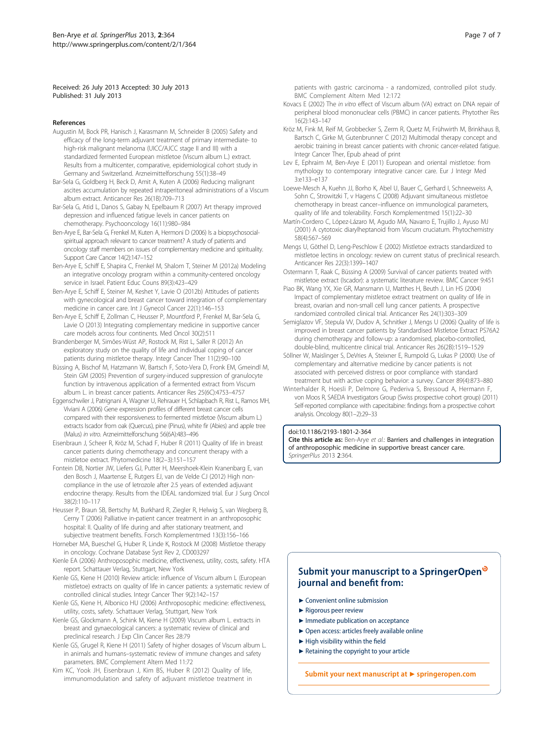Received: 26 July 2013 Accepted: 30 July 2013
Published: 31 July 2013

### References

Augustin M, Bock PR, Hanisch J, Karasmann M, Schneider B (2005) Safety and efficacy of the long-term adjuvant treatment of primary intermediate- to high-risk malignant melanoma (UICC/AJCC stage II and III) with a standardized fermented European mistletoe (Viscum album L.) extract. Results from a multicenter, comparative, epidemiological cohort study in Germany and Switzerland. Arzneimittelforschung 55(1):38–49

Bar-Sela G, Goldberg H, Beck D, Amit A, Kuten A (2006) Reducing malignant ascites accumulation by repeated intraperitoneal administrations of a Viscum album extract. Anticancer Res 26(1B):709–713

Bar-Sela G, Atid L, Danos S, Gabay N, Epelbaum R (2007) Art therapy improved depression and influenced fatigue levels in cancer patients on chemotherapy. Psychooncology 16(11):980–984

Ben-Arye E, Bar-Sela G, Frenkel M, Kuten A, Hermoni D (2006) Is a biopsychosocial-spiritual approach relevant to cancer treatment? A study of patients and oncology staff members on issues of complementary medicine and spirituality. Support Care Cancer 14(2):147–152

Ben-Arye E, Schiff E, Shapira C, Frenkel M, Shalom T, Steiner M (2012a) Modeling an integrative oncology program within a community-centered oncology service in Israel. Patient Educ Couns 89(3):423–429

Ben-Arye E, Schiff E, Steiner M, Keshet Y, Lavie O (2012b) Attitudes of patients with gynecological and breast cancer toward integration of complementary medicine in cancer care. Int J Gynecol Cancer 22(1):146–153

Ben-Arye E, Schiff E, Zollman C, Heusser P, Mountford P, Frenkel M, Bar-Sela G, Lavie O (2013) Integrating complementary medicine in supportive cancer care models across four continents. Med Oncol 30(2):511

Brandenberger M, Simões-Wüst AP, Rostock M, Rist L, Saller R (2012) An exploratory study on the quality of life and individual coping of cancer patients during mistletoe therapy. Integr Cancer Ther 11(2):90–100

Büssing A, Bischof M, Hatzmann W, Bartsch F, Soto-Vera D, Fronk EM, Gmeindl M, Stein GM (2005) Prevention of surgery-induced suppression of granulocyte function by intravenous application of a fermented extract from Viscum album L. in breast cancer patients. Anticancer Res 25(6C):4753–4757

Eggenschwiler J, Patrignani A, Wagner U, Rehrauer H, Schlapbach R, Rist L, Ramos MH, Viviani A (2006) Gene expression profiles of different breast cancer cells compared with their responsiveness to fermented mistletoe (Viscum album L.) extracts Iscador from oak (Quercus), pine (Pinus), white fir (Abies) and apple tree (Malus) *in vitro*. Arzneimittelforschung 56(6A):483–496

Eisenbraun J, Scheer R, Kröz M, Schad F, Huber R (2011) Quality of life in breast cancer patients during chemotherapy and concurrent therapy with a mistletoe extract. Phytomedicine 18(2–3):151–157

Fontein DB, Nortier JW, Liefers GJ, Putter H, Meershoek-Klein Kranenbarg E, van den Bosch J, Maartense E, Rutgers EJ, van de Velde CJ (2012) High non-compliance in the use of letrozole after 2.5 years of extended adjuvant endocrine therapy. Results from the IDEAL randomized trial. Eur J Surg Oncol 38(2):110–117

Heusser P, Braun SB, Bertschy M, Burkhard R, Ziegler R, Helwig S, van Wegberg B, Cerny T (2006) Palliative in-patient cancer treatment in an anthroposophic hospital: II. Quality of life during and after stationary treatment, and subjective treatment benefits. Forsch Komplementmed 13(3):156–166

Horneber MA, Bueschel G, Huber R, Linde K, Rostock M (2008) Mistletoe therapy in oncology. Cochrane Database Syst Rev 2, CD003297

Kienle EA (2006) Anthroposophic medicine, effectiveness, utility, costs, safety. HTA report. Schattauer Verlag, Stuttgart, New York

Kienle GS, Kiene H (2010) Review article: influence of Viscum album L (European mistletoe) extracts on quality of life in cancer patients: a systematic review of controlled clinical studies. Integr Cancer Ther 9(2):142–157

Kienle GS, Kiene H, Albonico HU (2006) Anthroposophic medicine: effectiveness, utility, costs, safety. Schattauer Verlag, Stuttgart, New York

Kienle GS, Glockmann A, Schink M, Kiene H (2009) Viscum album L. extracts in breast and gynaecological cancers: a systematic review of clinical and preclinical research. J Exp Clin Cancer Res 28:79

Kienle GS, Grugel R, Kiene H (2011) Safety of higher dosages of Viscum album L. in animals and humans–systematic review of immune changes and safety parameters. BMC Complement Altern Med 11:72

Kim KC, Yook JH, Eisenbraun J, Kim BS, Huber R (2012) Quality of life, immunomodulation and safety of adjuvant mistletoe treatment in patients with gastric carcinoma - a randomized, controlled pilot study. BMC Complement Altern Med 12:172

Kovacs E (2002) The *in vitro* effect of Viscum album (VA) extract on DNA repair of peripheral blood mononuclear cells (PBMC) in cancer patients. Phytother Res 16(2):143–147

Kröz M, Fink M, Reif M, Grobbecker S, Zerm R, Quetz M, Frühwirth M, Brinkhaus B, Bartsch C, Girke M, Gutenbrunner C (2012) Multimodal therapy concept and aerobic training in breast cancer patients with chronic cancer-related fatigue. Integr Cancer Ther, Epub ahead of print

Lev E, Ephraim M, Ben-Arye E (2011) European and oriental mistletoe: from mythology to contemporary integrative cancer care. Eur J Integr Med 3:e133–e137

Loewe-Mesch A, Kuehn JJ, Borho K, Abel U, Bauer C, Gerhard I, Schneeweiss A, Sohn C, Strowitzki T, v Hagens C (2008) Adjuvant simultaneous mistletoe chemotherapy in breast cancer–influence on immunological parameters, quality of life and tolerability. Forsch Komplementmed 15(1):22–30

Martín-Cordero C, López-Lázaro M, Agudo MA, Navarro E, Trujillo J, Ayuso MJ (2001) A cytotoxic diarylheptanoid from Viscum cruciatum. Phytochemistry 58(4):567–569

Mengs U, Göthel D, Leng-Peschlow E (2002) Mistletoe extracts standardized to mistletoe lectins in oncology: review on current status of preclinical research. Anticancer Res 22(3):1399–1407

Ostermann T, Raak C, Büssing A (2009) Survival of cancer patients treated with mistletoe extract (Iscador): a systematic literature review. BMC Cancer 9:451

Piao BK, Wang YX, Xie GR, Mansmann U, Matthes H, Beuth J, Lin HS (2004) Impact of complementary mistletoe extract treatment on quality of life in breast, ovarian and non-small cell lung cancer patients. A prospective randomized controlled clinical trial. Anticancer Res 24(1):303–309

Semiglazov VF, Stepula VV, Dudov A, Schnitker J, Mengs U (2006) Quality of life is improved in breast cancer patients by Standardised Mistletoe Extract PS76A2 during chemotherapy and follow-up: a randomised, placebo-controlled, double-blind, multicentre clinical trial. Anticancer Res 26(2B):1519–1529

Söllner W, Maislinger S, DeVries A, Steixner E, Rumpold G, Lukas P (2000) Use of complementary and alternative medicine by cancer patients is not associated with perceived distress or poor compliance with standard treatment but with active coping behavior: a survey. Cancer 89(4):873–880

Winterhalder R, Hoesli P, Delmore G, Pederiva S, Bressoud A, Hermann F, von Moos R, SAEDA Investigators Group (Swiss prospective cohort group) (2011) Self-reported compliance with capecitabine: findings from a prospective cohort analysis. Oncology 80(1–2):29–33

doi:10.1186/2193-1801-2-364
**Cite this article as:** Ben-Arye *et al.*: Barriers and challenges in integration of anthroposophic medicine in supportive breast cancer care. *SpringerPlus* 2013 **2**:364.

**Submit your manuscript to a SpringerOpen journal and benefit from:**

- ► Convenient online submission
- ► Rigorous peer review
- ► Immediate publication on acceptance
- ► Open access: articles freely available online
- ► High visibility within the field
- ► Retaining the copyright to your article

**Submit your next manuscript at ► springeropen.com**